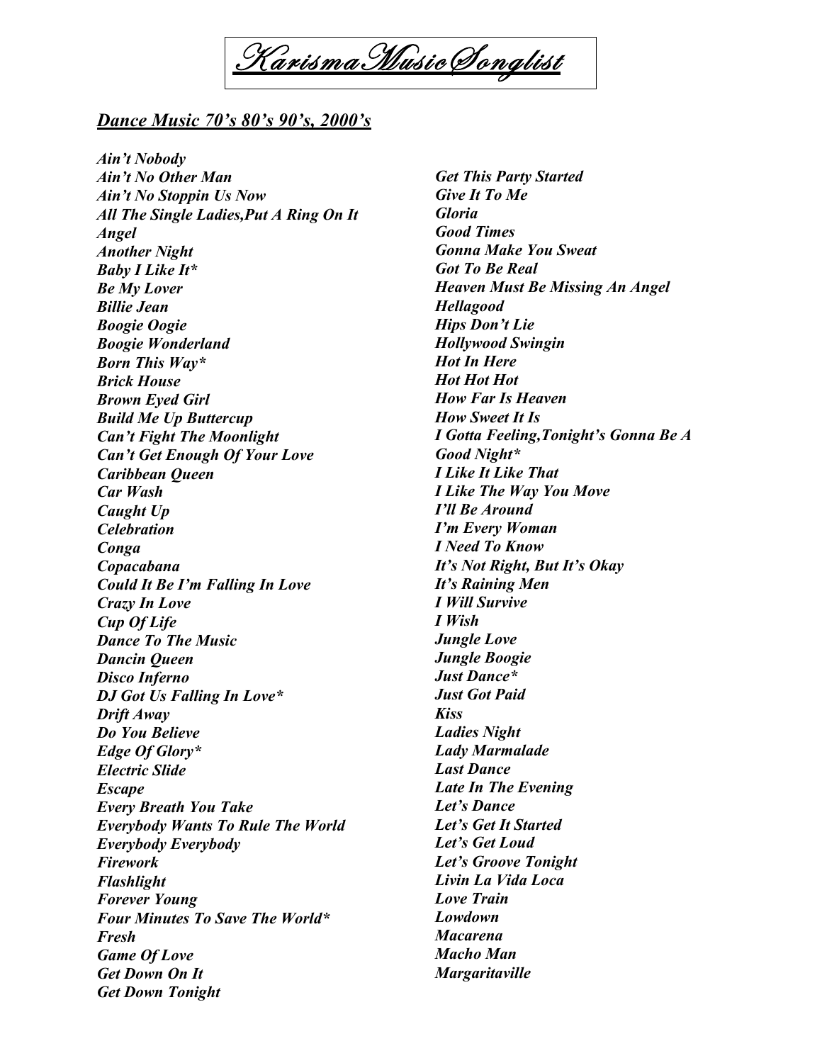# Karisma Music Songlist

## *Dance Music 70's 80's 90's, 2000's*

***Ain't Nobody***
***Ain't No Other Man***
***Ain't No Stoppin Us Now***
***All The Single Ladies,Put A Ring On It***
***Angel***
***Another Night***
***Baby I Like It****
***Be My Lover***
***Billie Jean***
***Boogie Oogie***
***Boogie Wonderland***
***Born This Way****
***Brick House***
***Brown Eyed Girl***
***Build Me Up Buttercup***
***Can't Fight The Moonlight***
***Can't Get Enough Of Your Love***
***Caribbean Queen***
***Car Wash***
***Caught Up***
***Celebration***
***Conga***
***Copacabana***
***Could It Be I'm Falling In Love***
***Crazy In Love***
***Cup Of Life***
***Dance To The Music***
***Dancin Queen***
***Disco Inferno***
***DJ Got Us Falling In Love****
***Drift Away***
***Do You Believe***
***Edge Of Glory****
***Electric Slide***
***Escape***
***Every Breath You Take***
***Everybody Wants To Rule The World***
***Everybody Everybody***
***Firework***
***Flashlight***
***Forever Young***
***Four Minutes To Save The World****
***Fresh***
***Game Of Love***
***Get Down On It***
***Get Down Tonight***
***Get This Party Started***
***Give It To Me***
***Gloria***
***Good Times***
***Gonna Make You Sweat***
***Got To Be Real***
***Heaven Must Be Missing An Angel***
***Hellagood***
***Hips Don't Lie***
***Hollywood Swingin***
***Hot In Here***
***Hot Hot Hot***
***How Far Is Heaven***
***How Sweet It Is***
***I Gotta Feeling,Tonight's Gonna Be A Good Night****
***I Like It Like That***
***I Like The Way You Move***
***I'll Be Around***
***I'm Every Woman***
***I Need To Know***
***It's Not Right, But It's Okay***
***It's Raining Men***
***I Will Survive***
***I Wish***
***Jungle Love***
***Jungle Boogie***
***Just Dance****
***Just Got Paid***
***Kiss***
***Ladies Night***
***Lady Marmalade***
***Last Dance***
***Late In The Evening***
***Let's Dance***
***Let's Get It Started***
***Let's Get Loud***
***Let's Groove Tonight***
***Livin La Vida Loca***
***Love Train***
***Lowdown***
***Macarena***
***Macho Man***
***Margaritaville***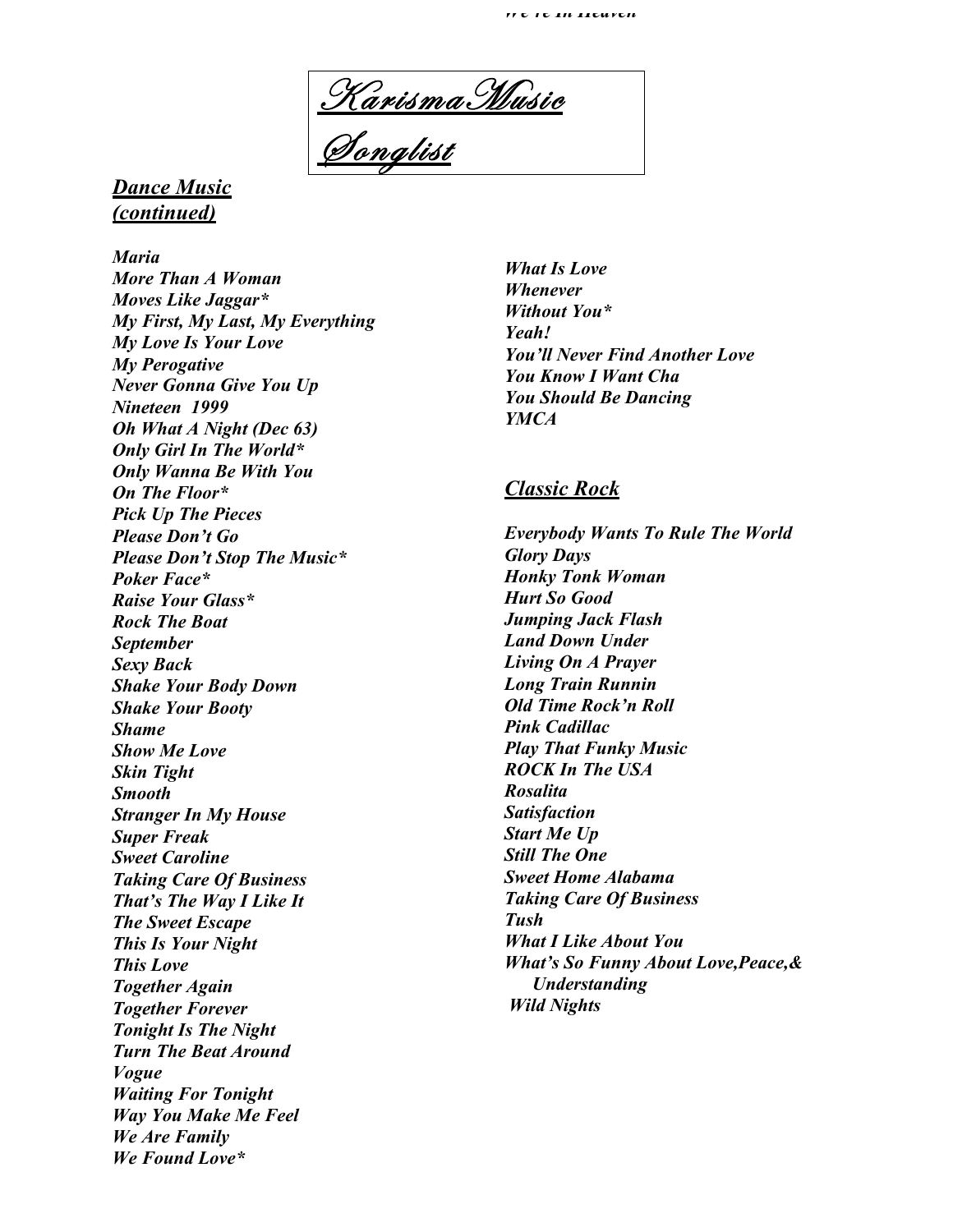# *Karisma Music Songlist*

## ***Dance Music (continued)***

***Maria***
***More Than A Woman***
***Moves Like Jaggar****
***My First, My Last, My Everything***
***My Love Is Your Love***
***My Perogative***
***Never Gonna Give You Up***
***Nineteen 1999***
***Oh What A Night (Dec 63)***
***Only Girl In The World****
***Only Wanna Be With You***
***On The Floor****
***Pick Up The Pieces***
***Please Don't Go***
***Please Don't Stop The Music****
***Poker Face****
***Raise Your Glass****
***Rock The Boat***
***September***
***Sexy Back***
***Shake Your Body Down***
***Shake Your Booty***
***Shame***
***Show Me Love***
***Skin Tight***
***Smooth***
***Stranger In My House***
***Super Freak***
***Sweet Caroline***
***Taking Care Of Business***
***That's The Way I Like It***
***The Sweet Escape***
***This Is Your Night***
***This Love***
***Together Again***
***Together Forever***
***Tonight Is The Night***
***Turn The Beat Around***
***Vogue***
***Waiting For Tonight***
***Way You Make Me Feel***
***We Are Family***
***We Found Love****
***What Is Love***
***Whenever***
***Without You****
***Yeah!***
***You'll Never Find Another Love***
***You Know I Want Cha***
***You Should Be Dancing***
***YMCA***

## ***Classic Rock***

***Everybody Wants To Rule The World***
***Glory Days***
***Honky Tonk Woman***
***Hurt So Good***
***Jumping Jack Flash***
***Land Down Under***
***Living On A Prayer***
***Long Train Runnin***
***Old Time Rock'n Roll***
***Pink Cadillac***
***Play That Funky Music***
***ROCK In The USA***
***Rosalita***
***Satisfaction***
***Start Me Up***
***Still The One***
***Sweet Home Alabama***
***Taking Care Of Business***
***Tush***
***What I Like About You***
***What's So Funny About Love,Peace,& Understanding***
***Wild Nights***